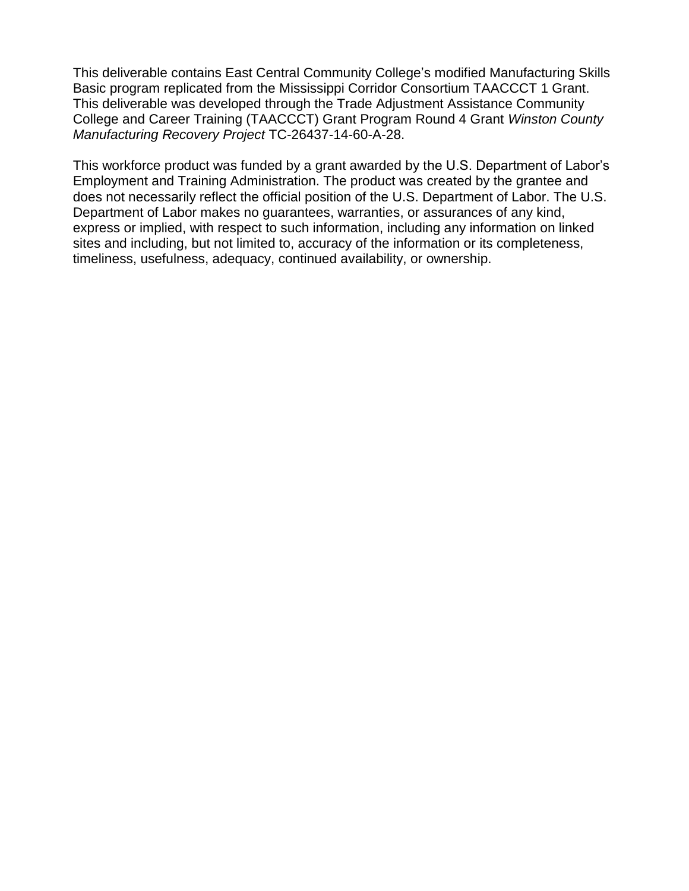This deliverable contains East Central Community College's modified Manufacturing Skills Basic program replicated from the Mississippi Corridor Consortium TAACCCT 1 Grant. This deliverable was developed through the Trade Adjustment Assistance Community College and Career Training (TAACCCT) Grant Program Round 4 Grant *Winston County Manufacturing Recovery Project* TC-26437-14-60-A-28.

This workforce product was funded by a grant awarded by the U.S. Department of Labor's Employment and Training Administration. The product was created by the grantee and does not necessarily reflect the official position of the U.S. Department of Labor. The U.S. Department of Labor makes no guarantees, warranties, or assurances of any kind, express or implied, with respect to such information, including any information on linked sites and including, but not limited to, accuracy of the information or its completeness, timeliness, usefulness, adequacy, continued availability, or ownership.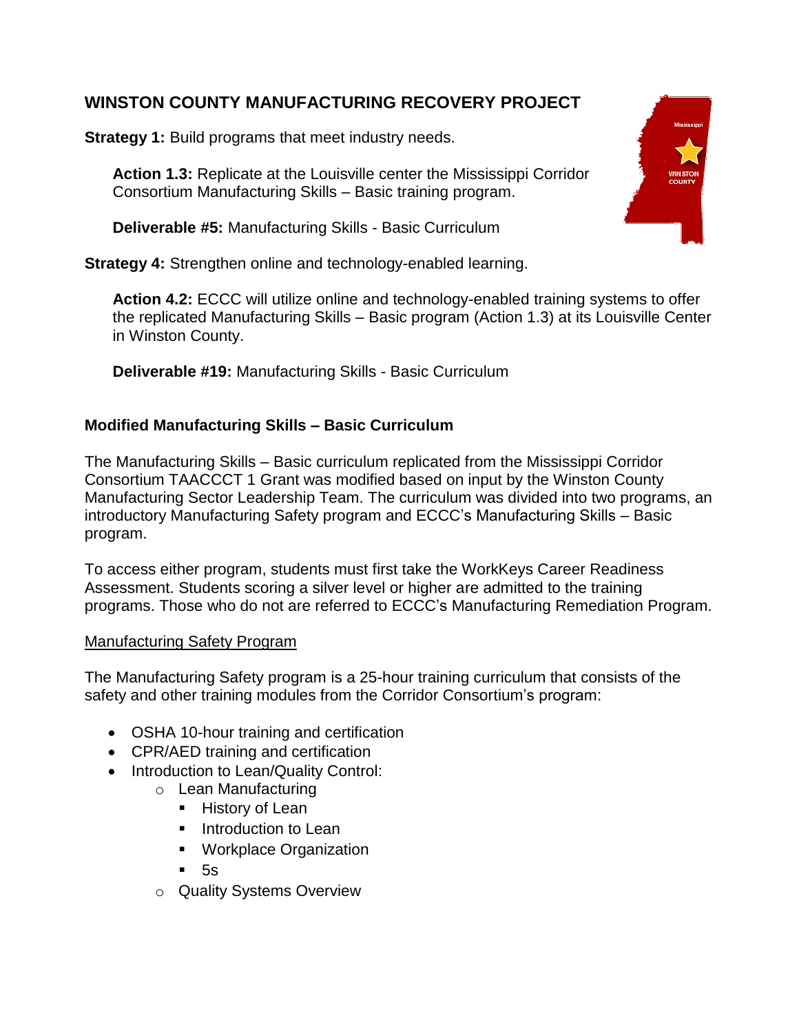## WINSTON COUNTY MANUFACTURING RECOVERY PROJECT

**Strategy 1:** Build programs that meet industry needs.

> **Action 1.3:** Replicate at the Louisville center the Mississippi Corridor Consortium Manufacturing Skills – Basic training program.
>
> **Deliverable #5:** Manufacturing Skills - Basic Curriculum

**Strategy 4:** Strengthen online and technology-enabled learning.

> **Action 4.2:** ECCC will utilize online and technology-enabled training systems to offer the replicated Manufacturing Skills – Basic program (Action 1.3) at its Louisville Center in Winston County.
>
> **Deliverable #19:** Manufacturing Skills - Basic Curriculum

### Modified Manufacturing Skills – Basic Curriculum

The Manufacturing Skills – Basic curriculum replicated from the Mississippi Corridor Consortium TAACCCT 1 Grant was modified based on input by the Winston County Manufacturing Sector Leadership Team. The curriculum was divided into two programs, an introductory Manufacturing Safety program and ECCC's Manufacturing Skills – Basic program.

To access either program, students must first take the WorkKeys Career Readiness Assessment. Students scoring a silver level or higher are admitted to the training programs. Those who do not are referred to ECCC's Manufacturing Remediation Program.

#### Manufacturing Safety Program

The Manufacturing Safety program is a 25-hour training curriculum that consists of the safety and other training modules from the Corridor Consortium's program:

- OSHA 10-hour training and certification
- CPR/AED training and certification
- Introduction to Lean/Quality Control:
  - Lean Manufacturing
    - History of Lean
    - Introduction to Lean
    - Workplace Organization
    - 5s
  - Quality Systems Overview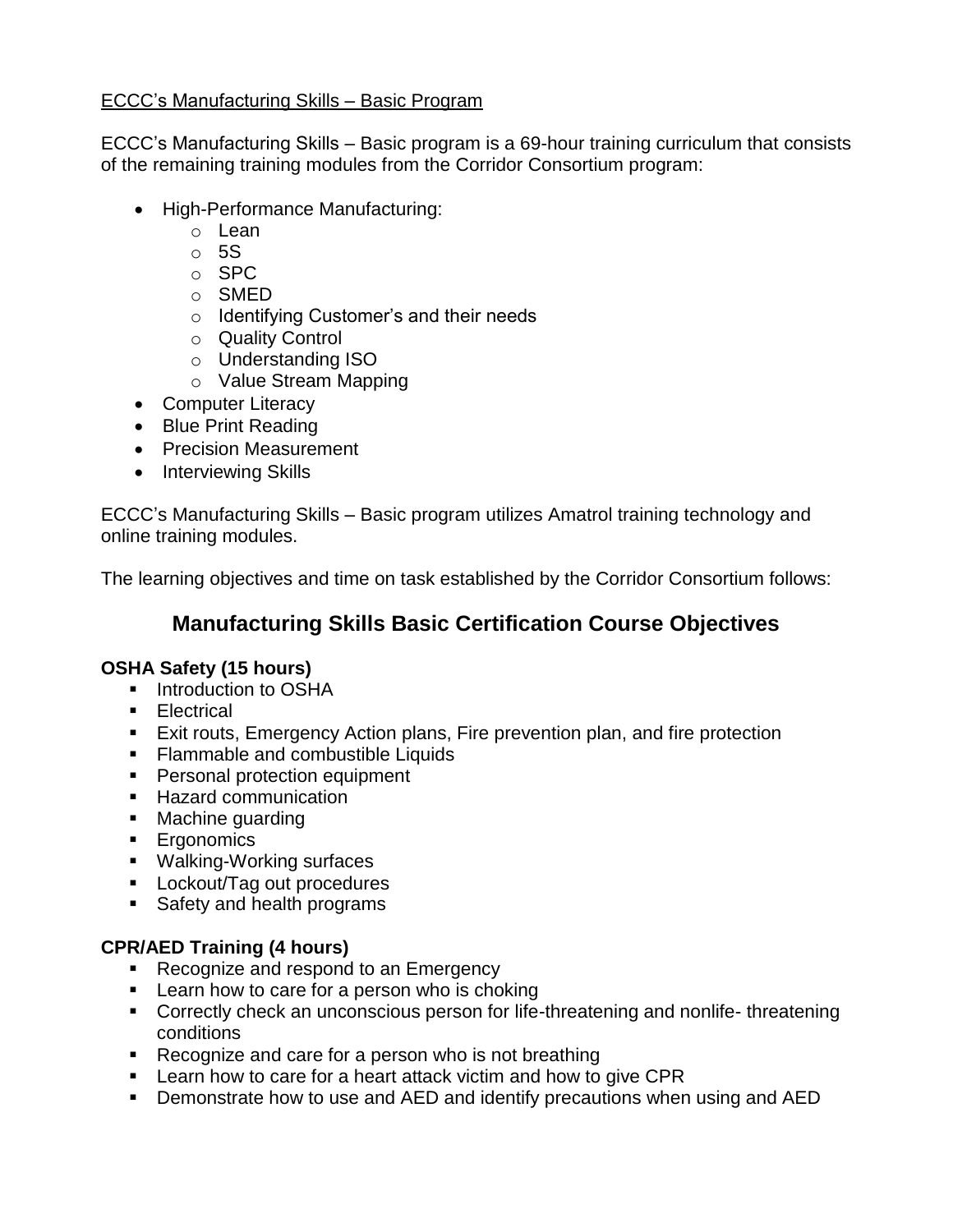<u>ECCC's Manufacturing Skills – Basic Program</u>

ECCC's Manufacturing Skills – Basic program is a 69-hour training curriculum that consists of the remaining training modules from the Corridor Consortium program:

- High-Performance Manufacturing:
  - Lean
  - 5S
  - SPC
  - SMED
  - Identifying Customer's and their needs
  - Quality Control
  - Understanding ISO
  - Value Stream Mapping
- Computer Literacy
- Blue Print Reading
- Precision Measurement
- Interviewing Skills

ECCC's Manufacturing Skills – Basic program utilizes Amatrol training technology and online training modules.

The learning objectives and time on task established by the Corridor Consortium follows:

## Manufacturing Skills Basic Certification Course Objectives

**OSHA Safety (15 hours)**

- Introduction to OSHA
- Electrical
- Exit routs, Emergency Action plans, Fire prevention plan, and fire protection
- Flammable and combustible Liquids
- Personal protection equipment
- Hazard communication
- Machine guarding
- Ergonomics
- Walking-Working surfaces
- Lockout/Tag out procedures
- Safety and health programs

**CPR/AED Training (4 hours)**

- Recognize and respond to an Emergency
- Learn how to care for a person who is choking
- Correctly check an unconscious person for life-threatening and nonlife- threatening conditions
- Recognize and care for a person who is not breathing
- Learn how to care for a heart attack victim and how to give CPR
- Demonstrate how to use and AED and identify precautions when using and AED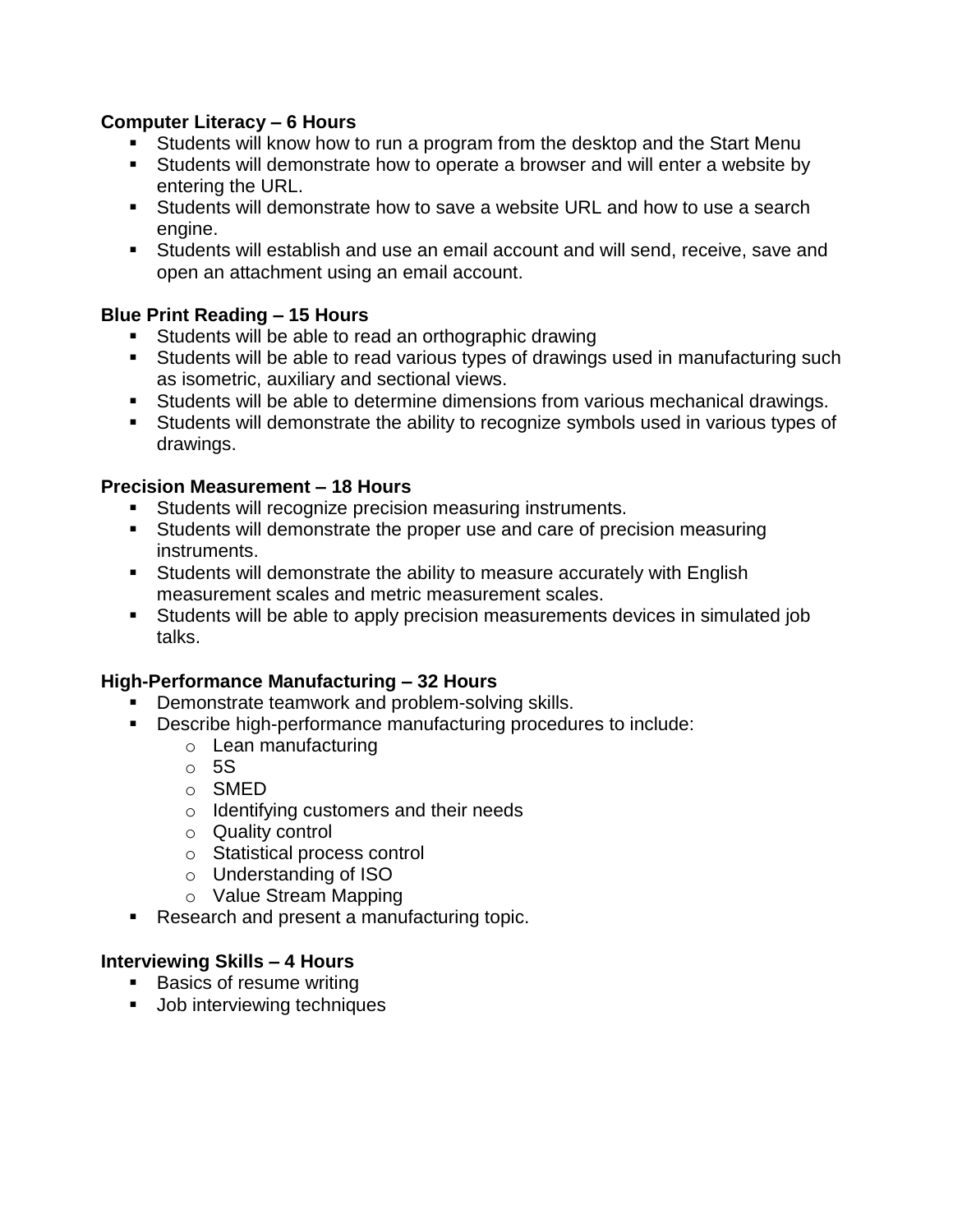**Computer Literacy – 6 Hours**

- Students will know how to run a program from the desktop and the Start Menu
- Students will demonstrate how to operate a browser and will enter a website by entering the URL.
- Students will demonstrate how to save a website URL and how to use a search engine.
- Students will establish and use an email account and will send, receive, save and open an attachment using an email account.

**Blue Print Reading – 15 Hours**

- Students will be able to read an orthographic drawing
- Students will be able to read various types of drawings used in manufacturing such as isometric, auxiliary and sectional views.
- Students will be able to determine dimensions from various mechanical drawings.
- Students will demonstrate the ability to recognize symbols used in various types of drawings.

**Precision Measurement – 18 Hours**

- Students will recognize precision measuring instruments.
- Students will demonstrate the proper use and care of precision measuring instruments.
- Students will demonstrate the ability to measure accurately with English measurement scales and metric measurement scales.
- Students will be able to apply precision measurements devices in simulated job talks.

**High-Performance Manufacturing – 32 Hours**

- Demonstrate teamwork and problem-solving skills.
- Describe high-performance manufacturing procedures to include:
  - Lean manufacturing
  - 5S
  - SMED
  - Identifying customers and their needs
  - Quality control
  - Statistical process control
  - Understanding of ISO
  - Value Stream Mapping
- Research and present a manufacturing topic.

**Interviewing Skills – 4 Hours**

- Basics of resume writing
- Job interviewing techniques